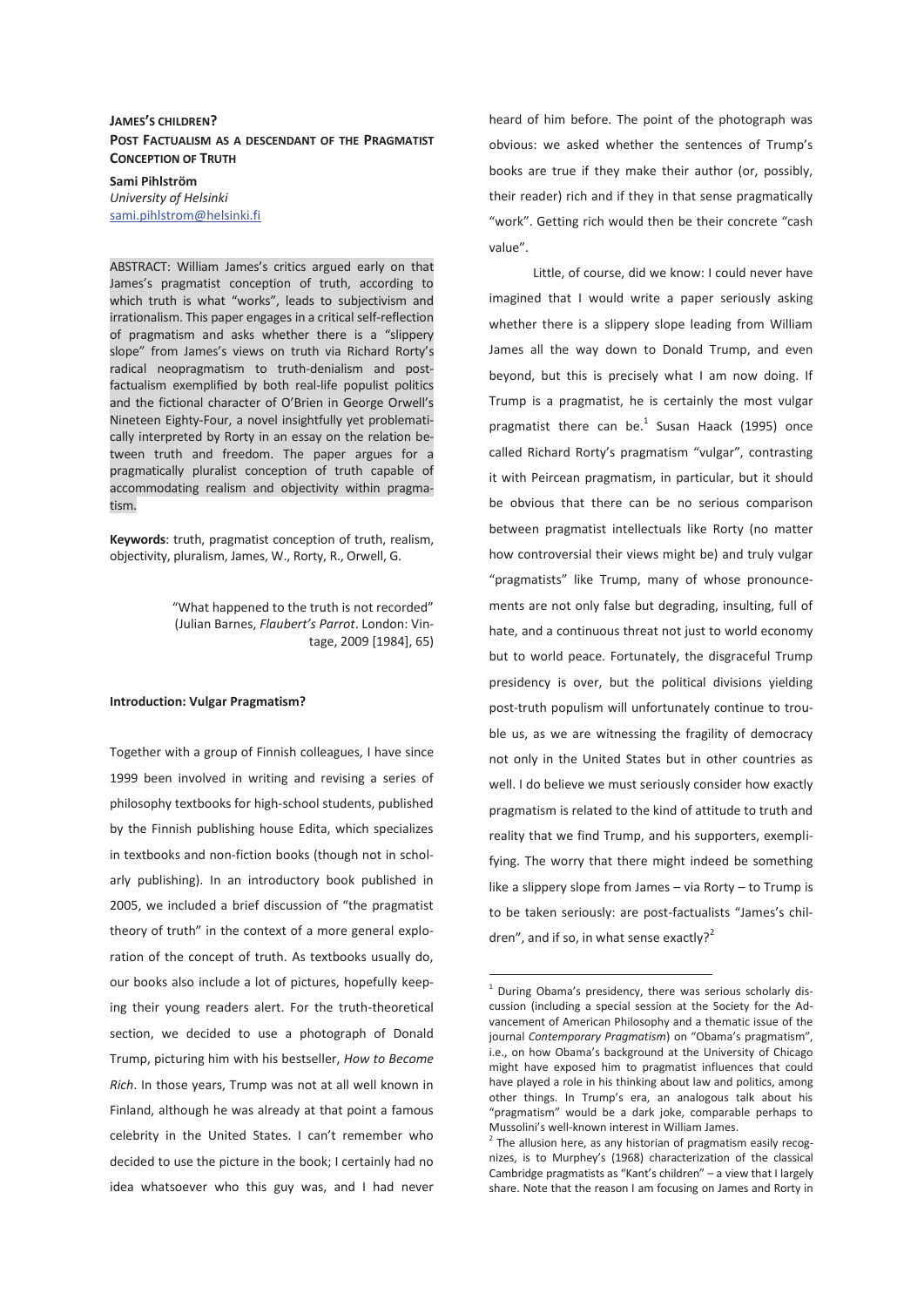**JAMES'S CHILDREN?**

**POST FACTUALISM AS A DESCENDANT OF THE PRAGMATIST CONCEPTION OF TRUTH**

**Sami Pihlström**

*University of Helsinki*

sami.pihlstrom@helsinki.fi

ABSTRACT: William James's critics argued early on that James's pragmatist conception of truth, according to which truth is what "works", leads to subjectivism and irrationalism. This paper engages in a critical self-reflection of pragmatism and asks whether there is a "slippery slope" from James's views on truth via Richard Rorty's radical neopragmatism to truth-denialism and post-factualism exemplified by both real-life populist politics and the fictional character of O'Brien in George Orwell's Nineteen Eighty-Four, a novel insightfully yet problematically interpreted by Rorty in an essay on the relation between truth and freedom. The paper argues for a pragmatically pluralist conception of truth capable of accommodating realism and objectivity within pragmatism.

**Keywords**: truth, pragmatist conception of truth, realism, objectivity, pluralism, James, W., Rorty, R., Orwell, G.

> "What happened to the truth is not recorded" (Julian Barnes, *Flaubert's Parrot*. London: Vintage, 2009 [1984], 65)

**Introduction: Vulgar Pragmatism?**

Together with a group of Finnish colleagues, I have since 1999 been involved in writing and revising a series of philosophy textbooks for high-school students, published by the Finnish publishing house Edita, which specializes in textbooks and non-fiction books (though not in scholarly publishing). In an introductory book published in 2005, we included a brief discussion of "the pragmatist theory of truth" in the context of a more general exploration of the concept of truth. As textbooks usually do, our books also include a lot of pictures, hopefully keeping their young readers alert. For the truth-theoretical section, we decided to use a photograph of Donald Trump, picturing him with his bestseller, *How to Become Rich*. In those years, Trump was not at all well known in Finland, although he was already at that point a famous celebrity in the United States. I can't remember who decided to use the picture in the book; I certainly had no idea whatsoever who this guy was, and I had never heard of him before. The point of the photograph was obvious: we asked whether the sentences of Trump's books are true if they make their author (or, possibly, their reader) rich and if they in that sense pragmatically "work". Getting rich would then be their concrete "cash value".

Little, of course, did we know: I could never have imagined that I would write a paper seriously asking whether there is a slippery slope leading from William James all the way down to Donald Trump, and even beyond, but this is precisely what I am now doing. If Trump is a pragmatist, he is certainly the most vulgar pragmatist there can be.[1] Susan Haack (1995) once called Richard Rorty's pragmatism "vulgar", contrasting it with Peircean pragmatism, in particular, but it should be obvious that there can be no serious comparison between pragmatist intellectuals like Rorty (no matter how controversial their views might be) and truly vulgar "pragmatists" like Trump, many of whose pronouncements are not only false but degrading, insulting, full of hate, and a continuous threat not just to world economy but to world peace. Fortunately, the disgraceful Trump presidency is over, but the political divisions yielding post-truth populism will unfortunately continue to trouble us, as we are witnessing the fragility of democracy not only in the United States but in other countries as well. I do believe we must seriously consider how exactly pragmatism is related to the kind of attitude to truth and reality that we find Trump, and his supporters, exemplifying. The worry that there might indeed be something like a slippery slope from James – via Rorty – to Trump is to be taken seriously: are post-factualists "James's children", and if so, in what sense exactly?[2]

[1] During Obama's presidency, there was serious scholarly discussion (including a special session at the Society for the Advancement of American Philosophy and a thematic issue of the journal *Contemporary Pragmatism*) on "Obama's pragmatism", i.e., on how Obama's background at the University of Chicago might have exposed him to pragmatist influences that could have played a role in his thinking about law and politics, among other things. In Trump's era, an analogous talk about his "pragmatism" would be a dark joke, comparable perhaps to Mussolini's well-known interest in William James.

[2] The allusion here, as any historian of pragmatism easily recognizes, is to Murphey's (1968) characterization of the classical Cambridge pragmatists as "Kant's children" – a view that I largely share. Note that the reason I am focusing on James and Rorty in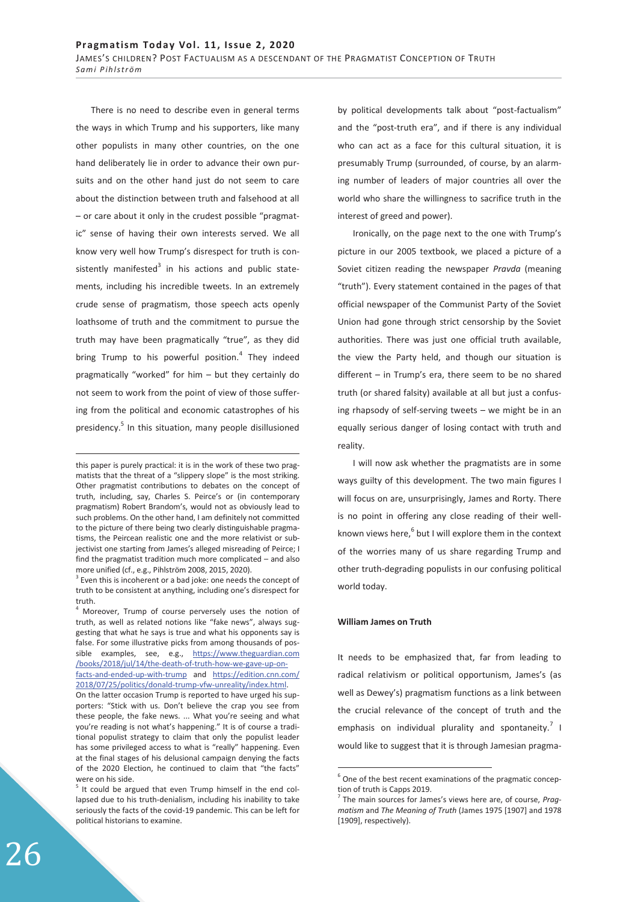There is no need to describe even in general terms the ways in which Trump and his supporters, like many other populists in many other countries, on the one hand deliberately lie in order to advance their own pursuits and on the other hand just do not seem to care about the distinction between truth and falsehood at all – or care about it only in the crudest possible "pragmatic" sense of having their own interests served. We all know very well how Trump's disrespect for truth is consistently manifested[3] in his actions and public statements, including his incredible tweets. In an extremely crude sense of pragmatism, those speech acts openly loathsome of truth and the commitment to pursue the truth may have been pragmatically "true", as they did bring Trump to his powerful position.[4] They indeed pragmatically "worked" for him – but they certainly do not seem to work from the point of view of those suffering from the political and economic catastrophes of his presidency.[5] In this situation, many people disillusioned by political developments talk about "post-factualism" and the "post-truth era", and if there is any individual who can act as a face for this cultural situation, it is presumably Trump (surrounded, of course, by an alarming number of leaders of major countries all over the world who share the willingness to sacrifice truth in the interest of greed and power).

Ironically, on the page next to the one with Trump's picture in our 2005 textbook, we placed a picture of a Soviet citizen reading the newspaper *Pravda* (meaning "truth"). Every statement contained in the pages of that official newspaper of the Communist Party of the Soviet Union had gone through strict censorship by the Soviet authorities. There was just one official truth available, the view the Party held, and though our situation is different – in Trump's era, there seem to be no shared truth (or shared falsity) available at all but just a confusing rhapsody of self-serving tweets – we might be in an equally serious danger of losing contact with truth and reality.

I will now ask whether the pragmatists are in some ways guilty of this development. The two main figures I will focus on are, unsurprisingly, James and Rorty. There is no point in offering any close reading of their well-known views here,[6] but I will explore them in the context of the worries many of us share regarding Trump and other truth-degrading populists in our confusing political world today.

## William James on Truth

It needs to be emphasized that, far from leading to radical relativism or political opportunism, James's (as well as Dewey's) pragmatism functions as a link between the crucial relevance of the concept of truth and the emphasis on individual plurality and spontaneity.[7] I would like to suggest that it is through Jamesian pragma-

---

this paper is purely practical: it is in the work of these two pragmatists that the threat of a "slippery slope" is the most striking. Other pragmatist contributions to debates on the concept of truth, including, say, Charles S. Peirce's or (in contemporary pragmatism) Robert Brandom's, would not as obviously lead to such problems. On the other hand, I am definitely not committed to the picture of there being two clearly distinguishable pragmatisms, the Peircean realistic one and the more relativist or subjectivist one starting from James's alleged misreading of Peirce; I find the pragmatist tradition much more complicated – and also more unified (cf., e.g., Pihlström 2008, 2015, 2020).

[3] Even this is incoherent or a bad joke: one needs the concept of truth to be consistent at anything, including one's disrespect for truth.

[4] Moreover, Trump of course perversely uses the notion of truth, as well as related notions like "fake news", always suggesting that what he says is true and what his opponents say is false. For some illustrative picks from among thousands of possible examples, see, e.g., https://www.theguardian.com/books/2018/jul/14/the-death-of-truth-how-we-gave-up-on-facts-and-ended-up-with-trump and https://edition.cnn.com/2018/07/25/politics/donald-trump-vfw-unreality/index.html. On the latter occasion Trump is reported to have urged his supporters: "Stick with us. Don't believe the crap you see from these people, the fake news. ... What you're seeing and what you're reading is not what's happening." It is of course a traditional populist strategy to claim that only the populist leader has some privileged access to what is "really" happening. Even at the final stages of his delusional campaign denying the facts of the 2020 Election, he continued to claim that "the facts" were on his side.

[5] It could be argued that even Trump himself in the end collapsed due to his truth-denialism, including his inability to take seriously the facts of the covid-19 pandemic. This can be left for political historians to examine.

[6] One of the best recent examinations of the pragmatic conception of truth is Capps 2019.

[7] The main sources for James's views here are, of course, *Pragmatism* and *The Meaning of Truth* (James 1975 [1907] and 1978 [1909], respectively).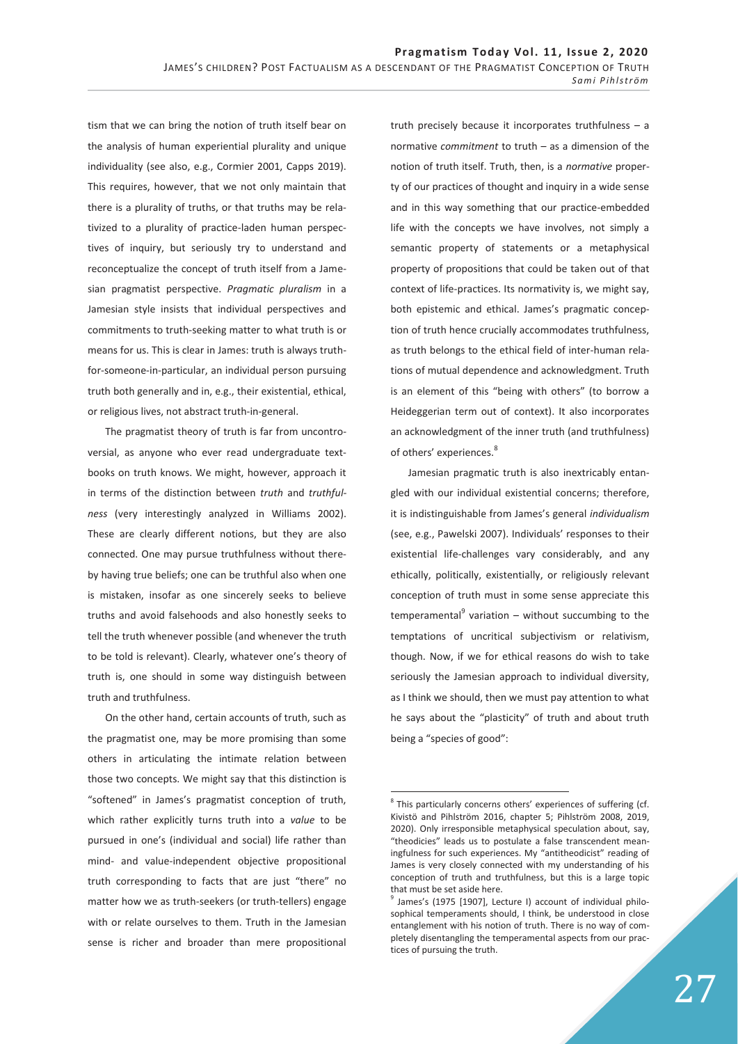tism that we can bring the notion of truth itself bear on the analysis of human experiential plurality and unique individuality (see also, e.g., Cormier 2001, Capps 2019). This requires, however, that we not only maintain that there is a plurality of truths, or that truths may be relativized to a plurality of practice-laden human perspectives of inquiry, but seriously try to understand and reconceptualize the concept of truth itself from a Jamesian pragmatist perspective. *Pragmatic pluralism* in a Jamesian style insists that individual perspectives and commitments to truth-seeking matter to what truth is or means for us. This is clear in James: truth is always truth-for-someone-in-particular, an individual person pursuing truth both generally and in, e.g., their existential, ethical, or religious lives, not abstract truth-in-general.

The pragmatist theory of truth is far from uncontroversial, as anyone who ever read undergraduate textbooks on truth knows. We might, however, approach it in terms of the distinction between *truth* and *truthfulness* (very interestingly analyzed in Williams 2002). These are clearly different notions, but they are also connected. One may pursue truthfulness without thereby having true beliefs; one can be truthful also when one is mistaken, insofar as one sincerely seeks to believe truths and avoid falsehoods and also honestly seeks to tell the truth whenever possible (and whenever the truth to be told is relevant). Clearly, whatever one's theory of truth is, one should in some way distinguish between truth and truthfulness.

On the other hand, certain accounts of truth, such as the pragmatist one, may be more promising than some others in articulating the intimate relation between those two concepts. We might say that this distinction is "softened" in James's pragmatist conception of truth, which rather explicitly turns truth into a *value* to be pursued in one's (individual and social) life rather than mind- and value-independent objective propositional truth corresponding to facts that are just "there" no matter how we as truth-seekers (or truth-tellers) engage with or relate ourselves to them. Truth in the Jamesian sense is richer and broader than mere propositional truth precisely because it incorporates truthfulness – a normative *commitment* to truth – as a dimension of the notion of truth itself. Truth, then, is a *normative* property of our practices of thought and inquiry in a wide sense and in this way something that our practice-embedded life with the concepts we have involves, not simply a semantic property of statements or a metaphysical property of propositions that could be taken out of that context of life-practices. Its normativity is, we might say, both epistemic and ethical. James's pragmatic conception of truth hence crucially accommodates truthfulness, as truth belongs to the ethical field of inter-human relations of mutual dependence and acknowledgment. Truth is an element of this "being with others" (to borrow a Heideggerian term out of context). It also incorporates an acknowledgment of the inner truth (and truthfulness) of others' experiences.[8]

Jamesian pragmatic truth is also inextricably entangled with our individual existential concerns; therefore, it is indistinguishable from James's general *individualism* (see, e.g., Pawelski 2007). Individuals' responses to their existential life-challenges vary considerably, and any ethically, politically, existentially, or religiously relevant conception of truth must in some sense appreciate this temperamental[9] variation – without succumbing to the temptations of uncritical subjectivism or relativism, though. Now, if we for ethical reasons do wish to take seriously the Jamesian approach to individual diversity, as I think we should, then we must pay attention to what he says about the "plasticity" of truth and about truth being a "species of good":

---

[8] This particularly concerns others' experiences of suffering (cf. Kivistö and Pihlström 2016, chapter 5; Pihlström 2008, 2019, 2020). Only irresponsible metaphysical speculation about, say, "theodicies" leads us to postulate a false transcendent meaningfulness for such experiences. My "antitheodicist" reading of James is very closely connected with my understanding of his conception of truth and truthfulness, but this is a large topic that must be set aside here.

[9] James's (1975 [1907], Lecture I) account of individual philosophical temperaments should, I think, be understood in close entanglement with his notion of truth. There is no way of completely disentangling the temperamental aspects from our practices of pursuing the truth.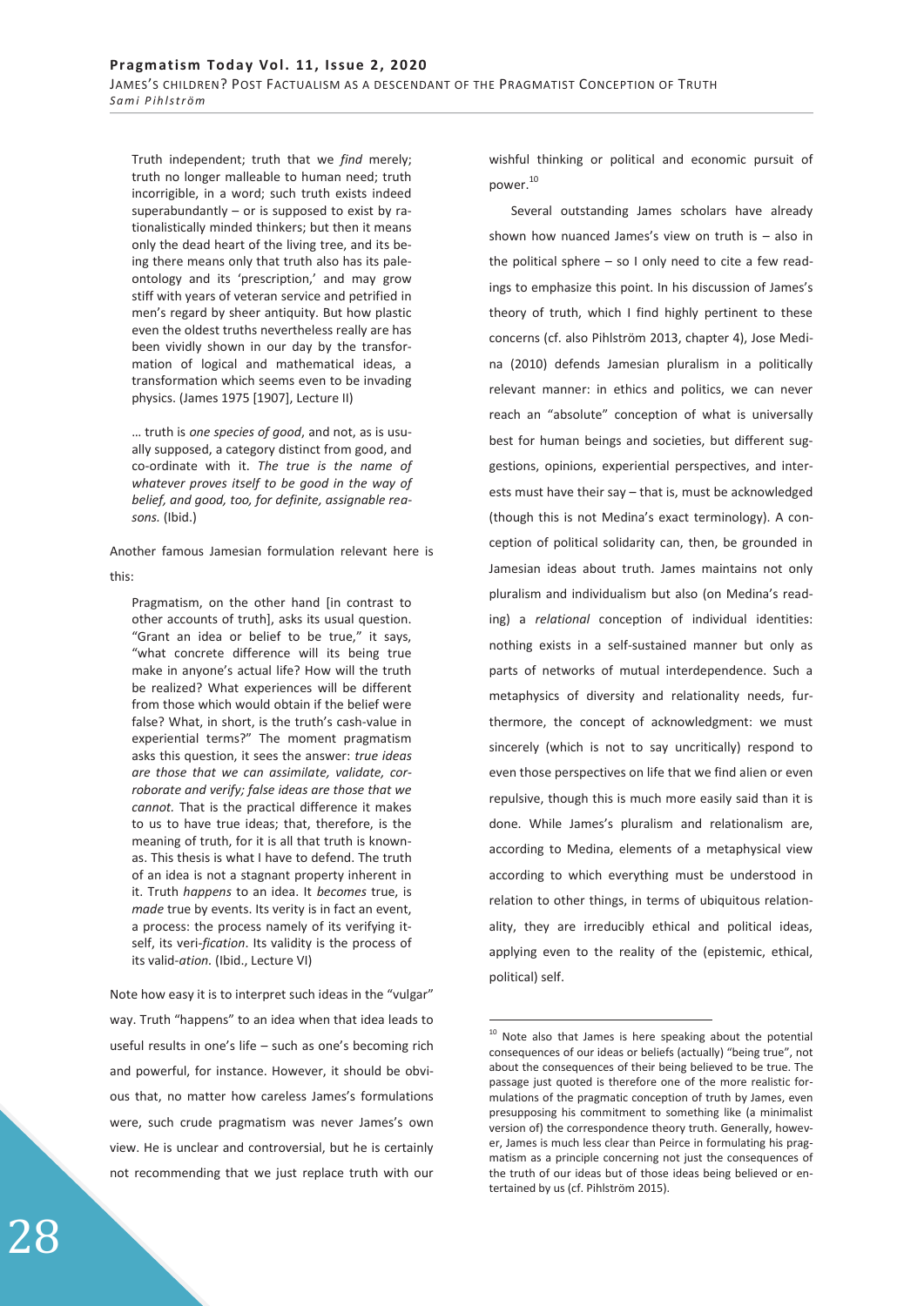> Truth independent; truth that we *find* merely; truth no longer malleable to human need; truth incorrigible, in a word; such truth exists indeed superabundantly – or is supposed to exist by rationalistically minded thinkers; but then it means only the dead heart of the living tree, and its being there means only that truth also has its paleontology and its 'prescription,' and may grow stiff with years of veteran service and petrified in men's regard by sheer antiquity. But how plastic even the oldest truths nevertheless really are has been vividly shown in our day by the transformation of logical and mathematical ideas, a transformation which seems even to be invading physics. (James 1975 [1907], Lecture II)

> … truth is *one species of good*, and not, as is usually supposed, a category distinct from good, and co-ordinate with it. *The true is the name of whatever proves itself to be good in the way of belief, and good, too, for definite, assignable reasons.* (Ibid.)

Another famous Jamesian formulation relevant here is this:

> Pragmatism, on the other hand [in contrast to other accounts of truth], asks its usual question. "Grant an idea or belief to be true," it says, "what concrete difference will its being true make in anyone's actual life? How will the truth be realized? What experiences will be different from those which would obtain if the belief were false? What, in short, is the truth's cash-value in experiential terms?" The moment pragmatism asks this question, it sees the answer: *true ideas are those that we can assimilate, validate, corroborate and verify; false ideas are those that we cannot.* That is the practical difference it makes to us to have true ideas; that, therefore, is the meaning of truth, for it is all that truth is known-as. This thesis is what I have to defend. The truth of an idea is not a stagnant property inherent in it. Truth *happens* to an idea. It *becomes* true, is *made* true by events. Its verity is in fact an event, a process: the process namely of its verifying itself, its veri-*fication*. Its validity is the process of its valid-*ation*. (Ibid., Lecture VI)

Note how easy it is to interpret such ideas in the "vulgar" way. Truth "happens" to an idea when that idea leads to useful results in one's life – such as one's becoming rich and powerful, for instance. However, it should be obvious that, no matter how careless James's formulations were, such crude pragmatism was never James's own view. He is unclear and controversial, but he is certainly not recommending that we just replace truth with our wishful thinking or political and economic pursuit of power.[10]

Several outstanding James scholars have already shown how nuanced James's view on truth is – also in the political sphere – so I only need to cite a few readings to emphasize this point. In his discussion of James's theory of truth, which I find highly pertinent to these concerns (cf. also Pihlström 2013, chapter 4), Jose Medina (2010) defends Jamesian pluralism in a politically relevant manner: in ethics and politics, we can never reach an "absolute" conception of what is universally best for human beings and societies, but different suggestions, opinions, experiential perspectives, and interests must have their say – that is, must be acknowledged (though this is not Medina's exact terminology). A conception of political solidarity can, then, be grounded in Jamesian ideas about truth. James maintains not only pluralism and individualism but also (on Medina's reading) a *relational* conception of individual identities: nothing exists in a self-sustained manner but only as parts of networks of mutual interdependence. Such a metaphysics of diversity and relationality needs, furthermore, the concept of acknowledgment: we must sincerely (which is not to say uncritically) respond to even those perspectives on life that we find alien or even repulsive, though this is much more easily said than it is done. While James's pluralism and relationalism are, according to Medina, elements of a metaphysical view according to which everything must be understood in relation to other things, in terms of ubiquitous relationality, they are irreducibly ethical and political ideas, applying even to the reality of the (epistemic, ethical, political) self.

[10] Note also that James is here speaking about the potential consequences of our ideas or beliefs (actually) "being true", not about the consequences of their being believed to be true. The passage just quoted is therefore one of the more realistic formulations of the pragmatic conception of truth by James, even presupposing his commitment to something like (a minimalist version of) the correspondence theory truth. Generally, however, James is much less clear than Peirce in formulating his pragmatism as a principle concerning not just the consequences of the truth of our ideas but of those ideas being believed or entertained by us (cf. Pihlström 2015).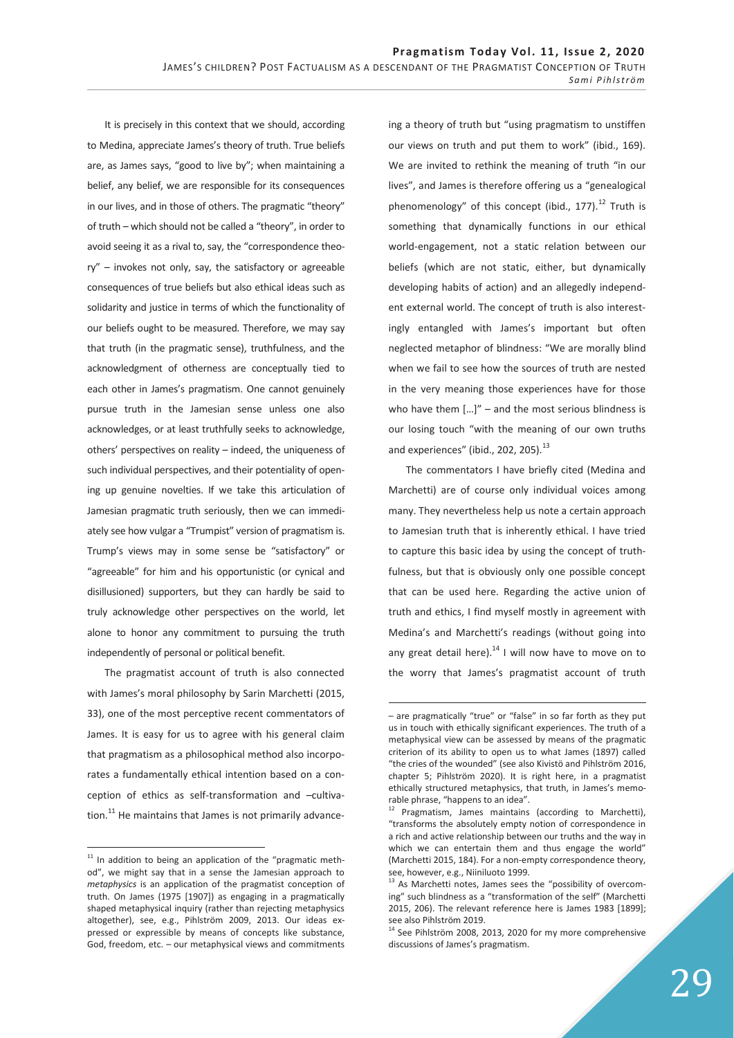It is precisely in this context that we should, according to Medina, appreciate James's theory of truth. True beliefs are, as James says, "good to live by"; when maintaining a belief, any belief, we are responsible for its consequences in our lives, and in those of others. The pragmatic "theory" of truth – which should not be called a "theory", in order to avoid seeing it as a rival to, say, the "correspondence theory" – invokes not only, say, the satisfactory or agreeable consequences of true beliefs but also ethical ideas such as solidarity and justice in terms of which the functionality of our beliefs ought to be measured. Therefore, we may say that truth (in the pragmatic sense), truthfulness, and the acknowledgment of otherness are conceptually tied to each other in James's pragmatism. One cannot genuinely pursue truth in the Jamesian sense unless one also acknowledges, or at least truthfully seeks to acknowledge, others' perspectives on reality – indeed, the uniqueness of such individual perspectives, and their potentiality of opening up genuine novelties. If we take this articulation of Jamesian pragmatic truth seriously, then we can immediately see how vulgar a "Trumpist" version of pragmatism is. Trump's views may in some sense be "satisfactory" or "agreeable" for him and his opportunistic (or cynical and disillusioned) supporters, but they can hardly be said to truly acknowledge other perspectives on the world, let alone to honor any commitment to pursuing the truth independently of personal or political benefit.

The pragmatist account of truth is also connected with James's moral philosophy by Sarin Marchetti (2015, 33), one of the most perceptive recent commentators of James. It is easy for us to agree with his general claim that pragmatism as a philosophical method also incorporates a fundamentally ethical intention based on a conception of ethics as self-transformation and –cultivation.[11] He maintains that James is not primarily advancing a theory of truth but "using pragmatism to unstiffen our views on truth and put them to work" (ibid., 169). We are invited to rethink the meaning of truth "in our lives", and James is therefore offering us a "genealogical phenomenology" of this concept (ibid., 177).[12] Truth is something that dynamically functions in our ethical world-engagement, not a static relation between our beliefs (which are not static, either, but dynamically developing habits of action) and an allegedly independent external world. The concept of truth is also interestingly entangled with James's important but often neglected metaphor of blindness: "We are morally blind when we fail to see how the sources of truth are nested in the very meaning those experiences have for those who have them [...]" – and the most serious blindness is our losing touch "with the meaning of our own truths and experiences" (ibid., 202, 205).[13]

The commentators I have briefly cited (Medina and Marchetti) are of course only individual voices among many. They nevertheless help us note a certain approach to Jamesian truth that is inherently ethical. I have tried to capture this basic idea by using the concept of truthfulness, but that is obviously only one possible concept that can be used here. Regarding the active union of truth and ethics, I find myself mostly in agreement with Medina's and Marchetti's readings (without going into any great detail here).[14] I will now have to move on to the worry that James's pragmatist account of truth

---

[11] In addition to being an application of the "pragmatic method", we might say that in a sense the Jamesian approach to *metaphysics* is an application of the pragmatist conception of truth. On James (1975 [1907]) as engaging in a pragmatically shaped metaphysical inquiry (rather than rejecting metaphysics altogether), see, e.g., Pihlström 2009, 2013. Our ideas expressed or expressible by means of concepts like substance, God, freedom, etc. – our metaphysical views and commitments – are pragmatically "true" or "false" in so far forth as they put us in touch with ethically significant experiences. The truth of a metaphysical view can be assessed by means of the pragmatic criterion of its ability to open us to what James (1897) called "the cries of the wounded" (see also Kivistö and Pihlström 2016, chapter 5; Pihlström 2020). It is right here, in a pragmatist ethically structured metaphysics, that truth, in James's memorable phrase, "happens to an idea".

[12] Pragmatism, James maintains (according to Marchetti), "transforms the absolutely empty notion of correspondence in a rich and active relationship between our truths and the way in which we can entertain them and thus engage the world" (Marchetti 2015, 184). For a non-empty correspondence theory, see, however, e.g., Niiniluoto 1999.

[13] As Marchetti notes, James sees the "possibility of overcoming" such blindness as a "transformation of the self" (Marchetti 2015, 206). The relevant reference here is James 1983 [1899]; see also Pihlström 2019.

[14] See Pihlström 2008, 2013, 2020 for my more comprehensive discussions of James's pragmatism.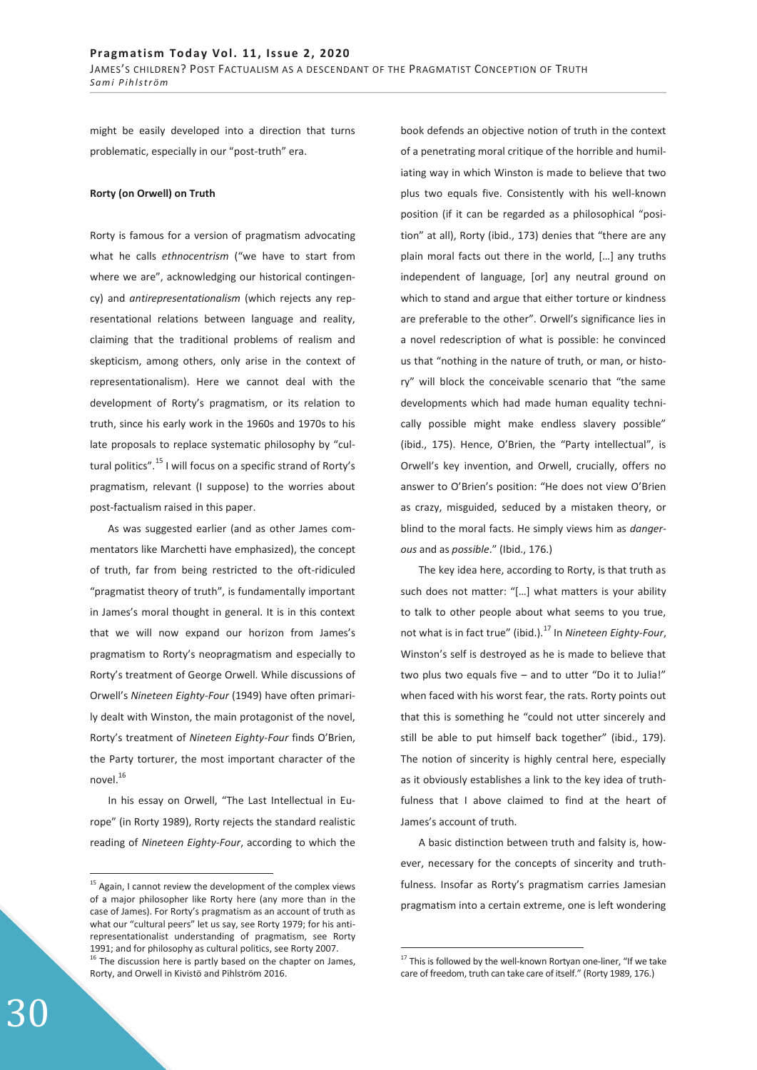might be easily developed into a direction that turns problematic, especially in our "post-truth" era.

**Rorty (on Orwell) on Truth**

Rorty is famous for a version of pragmatism advocating what he calls *ethnocentrism* ("we have to start from where we are", acknowledging our historical contingency) and *antirepresentationalism* (which rejects any representational relations between language and reality, claiming that the traditional problems of realism and skepticism, among others, only arise in the context of representationalism). Here we cannot deal with the development of Rorty's pragmatism, or its relation to truth, since his early work in the 1960s and 1970s to his late proposals to replace systematic philosophy by "cultural politics".[15] I will focus on a specific strand of Rorty's pragmatism, relevant (I suppose) to the worries about post-factualism raised in this paper.

As was suggested earlier (and as other James commentators like Marchetti have emphasized), the concept of truth, far from being restricted to the oft-ridiculed "pragmatist theory of truth", is fundamentally important in James's moral thought in general. It is in this context that we will now expand our horizon from James's pragmatism to Rorty's neopragmatism and especially to Rorty's treatment of George Orwell. While discussions of Orwell's *Nineteen Eighty-Four* (1949) have often primarily dealt with Winston, the main protagonist of the novel, Rorty's treatment of *Nineteen Eighty-Four* finds O'Brien, the Party torturer, the most important character of the novel.[16]

In his essay on Orwell, "The Last Intellectual in Europe" (in Rorty 1989), Rorty rejects the standard realistic reading of *Nineteen Eighty-Four*, according to which the book defends an objective notion of truth in the context of a penetrating moral critique of the horrible and humiliating way in which Winston is made to believe that two plus two equals five. Consistently with his well-known position (if it can be regarded as a philosophical "position" at all), Rorty (ibid., 173) denies that "there are any plain moral facts out there in the world, […] any truths independent of language, [or] any neutral ground on which to stand and argue that either torture or kindness are preferable to the other". Orwell's significance lies in a novel redescription of what is possible: he convinced us that "nothing in the nature of truth, or man, or history" will block the conceivable scenario that "the same developments which had made human equality technically possible might make endless slavery possible" (ibid., 175). Hence, O'Brien, the "Party intellectual", is Orwell's key invention, and Orwell, crucially, offers no answer to O'Brien's position: "He does not view O'Brien as crazy, misguided, seduced by a mistaken theory, or blind to the moral facts. He simply views him as *dangerous* and as *possible*." (Ibid., 176.)

The key idea here, according to Rorty, is that truth as such does not matter: "[…] what matters is your ability to talk to other people about what seems to you true, not what is in fact true" (ibid.).[17] In *Nineteen Eighty-Four*, Winston's self is destroyed as he is made to believe that two plus two equals five – and to utter "Do it to Julia!" when faced with his worst fear, the rats. Rorty points out that this is something he "could not utter sincerely and still be able to put himself back together" (ibid., 179). The notion of sincerity is highly central here, especially as it obviously establishes a link to the key idea of truthfulness that I above claimed to find at the heart of James's account of truth.

A basic distinction between truth and falsity is, however, necessary for the concepts of sincerity and truthfulness. Insofar as Rorty's pragmatism carries Jamesian pragmatism into a certain extreme, one is left wondering

---

[15] Again, I cannot review the development of the complex views of a major philosopher like Rorty here (any more than in the case of James). For Rorty's pragmatism as an account of truth as what our "cultural peers" let us say, see Rorty 1979; for his antirepresentationalist understanding of pragmatism, see Rorty 1991; and for philosophy as cultural politics, see Rorty 2007.

[16] The discussion here is partly based on the chapter on James, Rorty, and Orwell in Kivistö and Pihlström 2016.

[17] This is followed by the well-known Rortyan one-liner, "If we take care of freedom, truth can take care of itself." (Rorty 1989, 176.)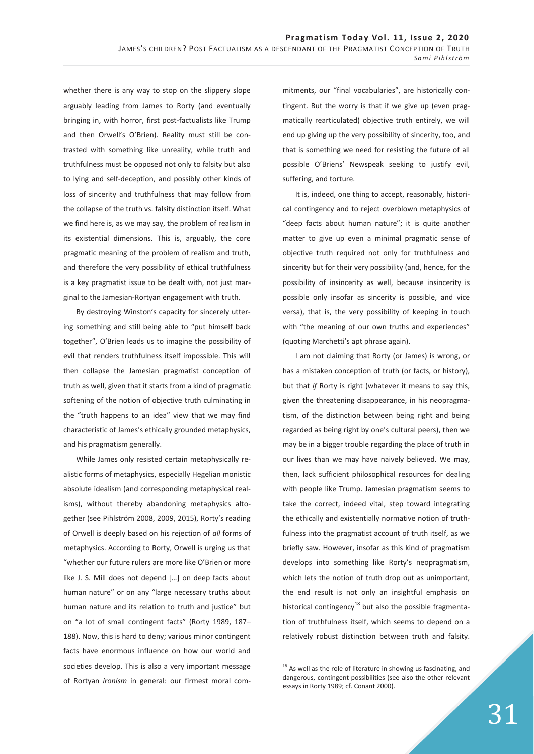whether there is any way to stop on the slippery slope arguably leading from James to Rorty (and eventually bringing in, with horror, first post-factualists like Trump and then Orwell's O'Brien). Reality must still be contrasted with something like unreality, while truth and truthfulness must be opposed not only to falsity but also to lying and self-deception, and possibly other kinds of loss of sincerity and truthfulness that may follow from the collapse of the truth vs. falsity distinction itself. What we find here is, as we may say, the problem of realism in its existential dimensions. This is, arguably, the core pragmatic meaning of the problem of realism and truth, and therefore the very possibility of ethical truthfulness is a key pragmatist issue to be dealt with, not just marginal to the Jamesian-Rortyan engagement with truth.

By destroying Winston's capacity for sincerely uttering something and still being able to "put himself back together", O'Brien leads us to imagine the possibility of evil that renders truthfulness itself impossible. This will then collapse the Jamesian pragmatist conception of truth as well, given that it starts from a kind of pragmatic softening of the notion of objective truth culminating in the "truth happens to an idea" view that we may find characteristic of James's ethically grounded metaphysics, and his pragmatism generally.

While James only resisted certain metaphysically realistic forms of metaphysics, especially Hegelian monistic absolute idealism (and corresponding metaphysical realisms), without thereby abandoning metaphysics altogether (see Pihlström 2008, 2009, 2015), Rorty's reading of Orwell is deeply based on his rejection of *all* forms of metaphysics. According to Rorty, Orwell is urging us that "whether our future rulers are more like O'Brien or more like J. S. Mill does not depend […] on deep facts about human nature" or on any "large necessary truths about human nature and its relation to truth and justice" but on "a lot of small contingent facts" (Rorty 1989, 187–188). Now, this is hard to deny; various minor contingent facts have enormous influence on how our world and societies develop. This is also a very important message of Rortyan *ironism* in general: our firmest moral commitments, our "final vocabularies", are historically contingent. But the worry is that if we give up (even pragmatically rearticulated) objective truth entirely, we will end up giving up the very possibility of sincerity, too, and that is something we need for resisting the future of all possible O'Briens' Newspeak seeking to justify evil, suffering, and torture.

It is, indeed, one thing to accept, reasonably, historical contingency and to reject overblown metaphysics of "deep facts about human nature"; it is quite another matter to give up even a minimal pragmatic sense of objective truth required not only for truthfulness and sincerity but for their very possibility (and, hence, for the possibility of insincerity as well, because insincerity is possible only insofar as sincerity is possible, and vice versa), that is, the very possibility of keeping in touch with "the meaning of our own truths and experiences" (quoting Marchetti's apt phrase again).

I am not claiming that Rorty (or James) is wrong, or has a mistaken conception of truth (or facts, or history), but that *if* Rorty is right (whatever it means to say this, given the threatening disappearance, in his neopragmatism, of the distinction between being right and being regarded as being right by one's cultural peers), then we may be in a bigger trouble regarding the place of truth in our lives than we may have naively believed. We may, then, lack sufficient philosophical resources for dealing with people like Trump. Jamesian pragmatism seems to take the correct, indeed vital, step toward integrating the ethically and existentially normative notion of truthfulness into the pragmatist account of truth itself, as we briefly saw. However, insofar as this kind of pragmatism develops into something like Rorty's neopragmatism, which lets the notion of truth drop out as unimportant, the end result is not only an insightful emphasis on historical contingency[18] but also the possible fragmentation of truthfulness itself, which seems to depend on a relatively robust distinction between truth and falsity.

[18] As well as the role of literature in showing us fascinating, and dangerous, contingent possibilities (see also the other relevant essays in Rorty 1989; cf. Conant 2000).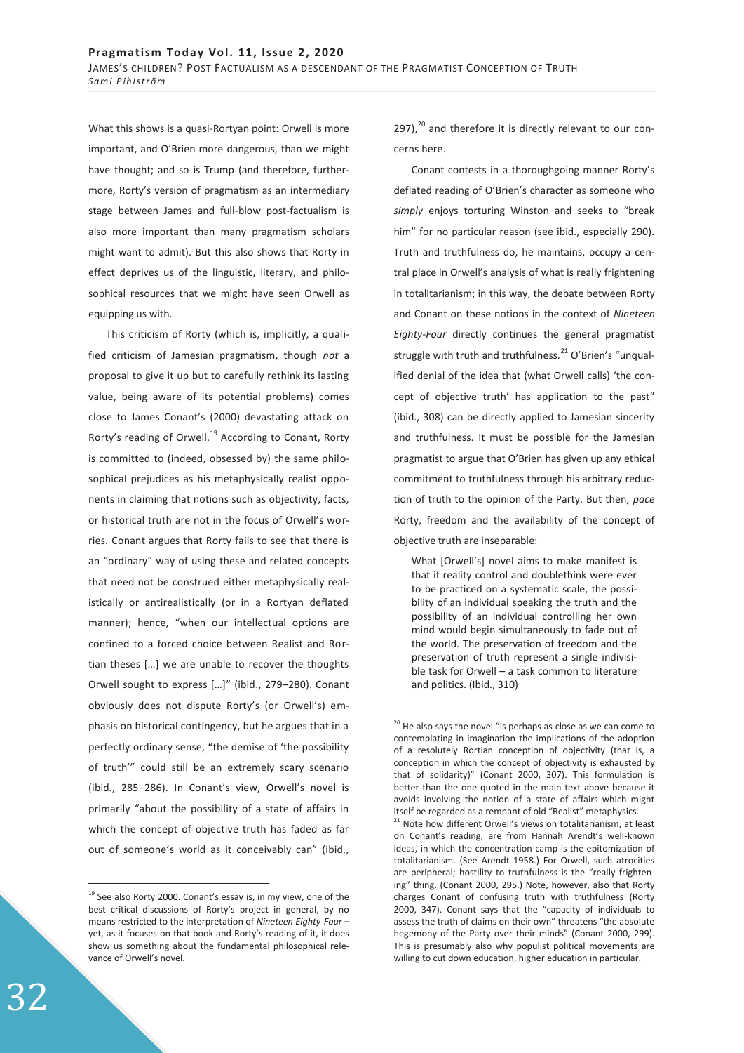What this shows is a quasi-Rortyan point: Orwell is more important, and O'Brien more dangerous, than we might have thought; and so is Trump (and therefore, furthermore, Rorty's version of pragmatism as an intermediary stage between James and full-blow post-factualism is also more important than many pragmatism scholars might want to admit). But this also shows that Rorty in effect deprives us of the linguistic, literary, and philosophical resources that we might have seen Orwell as equipping us with.

This criticism of Rorty (which is, implicitly, a qualified criticism of Jamesian pragmatism, though *not* a proposal to give it up but to carefully rethink its lasting value, being aware of its potential problems) comes close to James Conant's (2000) devastating attack on Rorty's reading of Orwell.[19] According to Conant, Rorty is committed to (indeed, obsessed by) the same philosophical prejudices as his metaphysically realist opponents in claiming that notions such as objectivity, facts, or historical truth are not in the focus of Orwell's worries. Conant argues that Rorty fails to see that there is an "ordinary" way of using these and related concepts that need not be construed either metaphysically realistically or antirealistically (or in a Rortyan deflated manner); hence, "when our intellectual options are confined to a forced choice between Realist and Rortian theses […] we are unable to recover the thoughts Orwell sought to express […]" (ibid., 279–280). Conant obviously does not dispute Rorty's (or Orwell's) emphasis on historical contingency, but he argues that in a perfectly ordinary sense, "the demise of 'the possibility of truth'" could still be an extremely scary scenario (ibid., 285–286). In Conant's view, Orwell's novel is primarily "about the possibility of a state of affairs in which the concept of objective truth has faded as far out of someone's world as it conceivably can" (ibid., 297),[20] and therefore it is directly relevant to our concerns here.

Conant contests in a thoroughgoing manner Rorty's deflated reading of O'Brien's character as someone who *simply* enjoys torturing Winston and seeks to "break him" for no particular reason (see ibid., especially 290). Truth and truthfulness do, he maintains, occupy a central place in Orwell's analysis of what is really frightening in totalitarianism; in this way, the debate between Rorty and Conant on these notions in the context of *Nineteen Eighty-Four* directly continues the general pragmatist struggle with truth and truthfulness.[21] O'Brien's "unqualified denial of the idea that (what Orwell calls) 'the concept of objective truth' has application to the past" (ibid., 308) can be directly applied to Jamesian sincerity and truthfulness. It must be possible for the Jamesian pragmatist to argue that O'Brien has given up any ethical commitment to truthfulness through his arbitrary reduction of truth to the opinion of the Party. But then, *pace* Rorty, freedom and the availability of the concept of objective truth are inseparable:

> What [Orwell's] novel aims to make manifest is that if reality control and doublethink were ever to be practiced on a systematic scale, the possibility of an individual speaking the truth and the possibility of an individual controlling her own mind would begin simultaneously to fade out of the world. The preservation of freedom and the preservation of truth represent a single indivisible task for Orwell – a task common to literature and politics. (Ibid., 310)

---

[19] See also Rorty 2000. Conant's essay is, in my view, one of the best critical discussions of Rorty's project in general, by no means restricted to the interpretation of *Nineteen Eighty-Four* – yet, as it focuses on that book and Rorty's reading of it, it does show us something about the fundamental philosophical relevance of Orwell's novel.

[20] He also says the novel "is perhaps as close as we can come to contemplating in imagination the implications of the adoption of a resolutely Rortian conception of objectivity (that is, a conception in which the concept of objectivity is exhausted by that of solidarity)" (Conant 2000, 307). This formulation is better than the one quoted in the main text above because it avoids involving the notion of a state of affairs which might itself be regarded as a remnant of old "Realist" metaphysics.

[21] Note how different Orwell's views on totalitarianism, at least on Conant's reading, are from Hannah Arendt's well-known ideas, in which the concentration camp is the epitomization of totalitarianism. (See Arendt 1958.) For Orwell, such atrocities are peripheral; hostility to truthfulness is the "really frightening" thing. (Conant 2000, 295.) Note, however, also that Rorty charges Conant of confusing truth with truthfulness (Rorty 2000, 347). Conant says that the "capacity of individuals to assess the truth of claims on their own" threatens "the absolute hegemony of the Party over their minds" (Conant 2000, 299). This is presumably also why populist political movements are willing to cut down education, higher education in particular.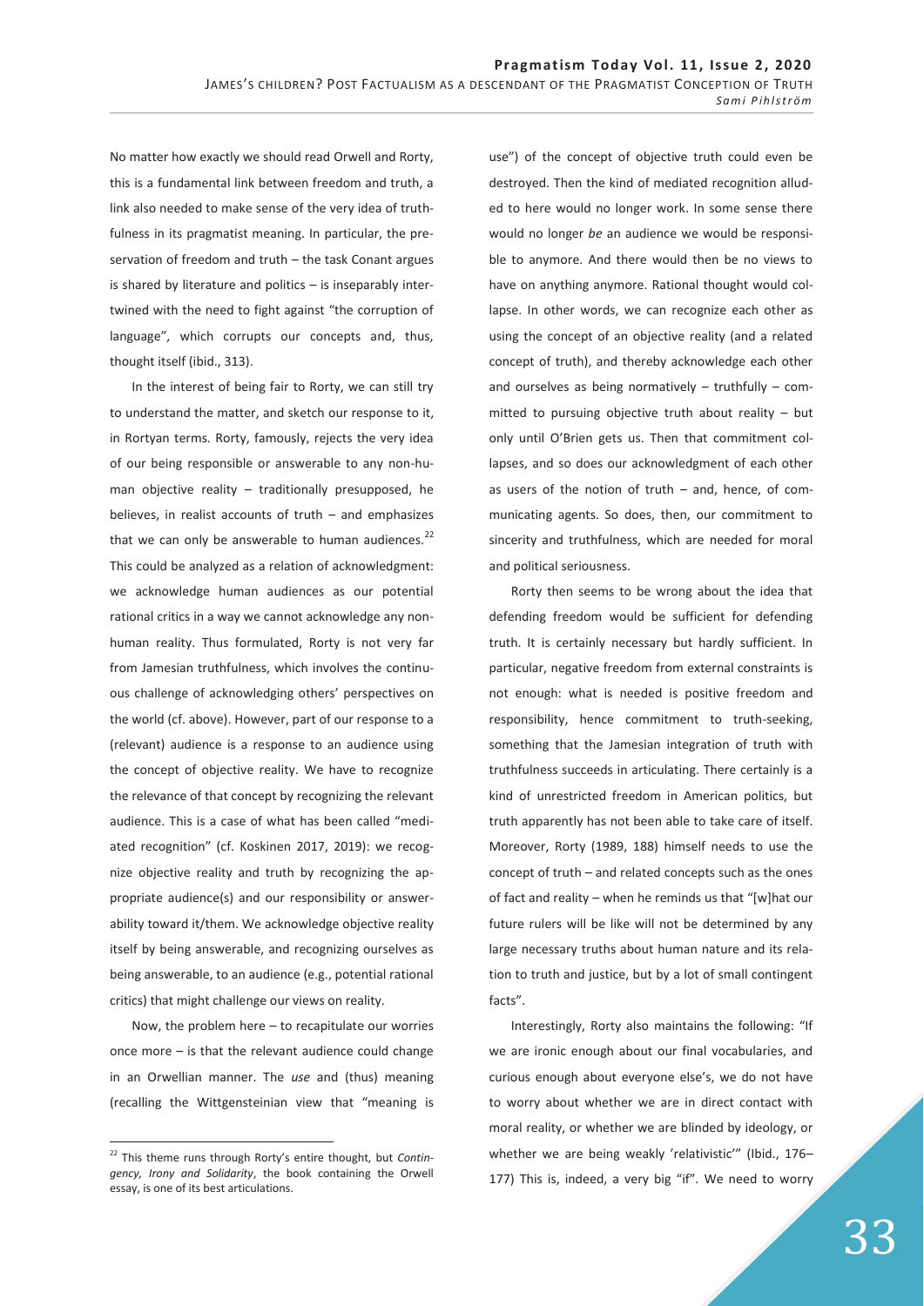No matter how exactly we should read Orwell and Rorty, this is a fundamental link between freedom and truth, a link also needed to make sense of the very idea of truthfulness in its pragmatist meaning. In particular, the preservation of freedom and truth – the task Conant argues is shared by literature and politics – is inseparably intertwined with the need to fight against "the corruption of language", which corrupts our concepts and, thus, thought itself (ibid., 313).

In the interest of being fair to Rorty, we can still try to understand the matter, and sketch our response to it, in Rortyan terms. Rorty, famously, rejects the very idea of our being responsible or answerable to any non-human objective reality – traditionally presupposed, he believes, in realist accounts of truth – and emphasizes that we can only be answerable to human audiences.[22] This could be analyzed as a relation of acknowledgment: we acknowledge human audiences as our potential rational critics in a way we cannot acknowledge any non-human reality. Thus formulated, Rorty is not very far from Jamesian truthfulness, which involves the continuous challenge of acknowledging others' perspectives on the world (cf. above). However, part of our response to a (relevant) audience is a response to an audience using the concept of objective reality. We have to recognize the relevance of that concept by recognizing the relevant audience. This is a case of what has been called "mediated recognition" (cf. Koskinen 2017, 2019): we recognize objective reality and truth by recognizing the appropriate audience(s) and our responsibility or answerability toward it/them. We acknowledge objective reality itself by being answerable, and recognizing ourselves as being answerable, to an audience (e.g., potential rational critics) that might challenge our views on reality.

Now, the problem here – to recapitulate our worries once more – is that the relevant audience could change in an Orwellian manner. The *use* and (thus) meaning (recalling the Wittgensteinian view that "meaning is use") of the concept of objective truth could even be destroyed. Then the kind of mediated recognition alluded to here would no longer work. In some sense there would no longer *be* an audience we would be responsible to anymore. And there would then be no views to have on anything anymore. Rational thought would collapse. In other words, we can recognize each other as using the concept of an objective reality (and a related concept of truth), and thereby acknowledge each other and ourselves as being normatively – truthfully – committed to pursuing objective truth about reality – but only until O'Brien gets us. Then that commitment collapses, and so does our acknowledgment of each other as users of the notion of truth – and, hence, of communicating agents. So does, then, our commitment to sincerity and truthfulness, which are needed for moral and political seriousness.

Rorty then seems to be wrong about the idea that defending freedom would be sufficient for defending truth. It is certainly necessary but hardly sufficient. In particular, negative freedom from external constraints is not enough: what is needed is positive freedom and responsibility, hence commitment to truth-seeking, something that the Jamesian integration of truth with truthfulness succeeds in articulating. There certainly is a kind of unrestricted freedom in American politics, but truth apparently has not been able to take care of itself. Moreover, Rorty (1989, 188) himself needs to use the concept of truth – and related concepts such as the ones of fact and reality – when he reminds us that "[w]hat our future rulers will be like will not be determined by any large necessary truths about human nature and its relation to truth and justice, but by a lot of small contingent facts".

Interestingly, Rorty also maintains the following: "If we are ironic enough about our final vocabularies, and curious enough about everyone else's, we do not have to worry about whether we are in direct contact with moral reality, or whether we are blinded by ideology, or whether we are being weakly 'relativistic'" (Ibid., 176–177) This is, indeed, a very big "if". We need to worry

[22] This theme runs through Rorty's entire thought, but *Contingency, Irony and Solidarity*, the book containing the Orwell essay, is one of its best articulations.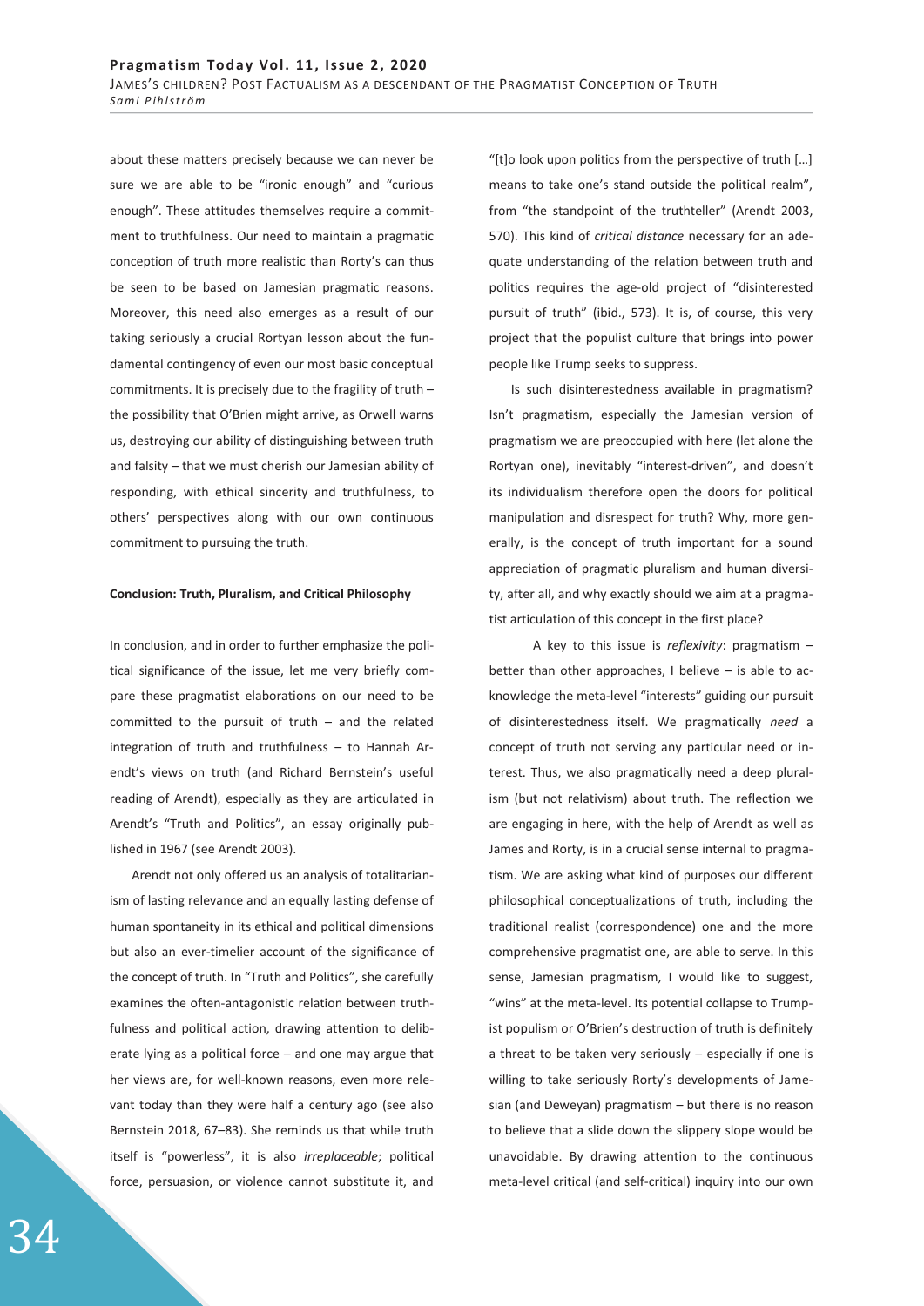about these matters precisely because we can never be sure we are able to be "ironic enough" and "curious enough". These attitudes themselves require a commitment to truthfulness. Our need to maintain a pragmatic conception of truth more realistic than Rorty's can thus be seen to be based on Jamesian pragmatic reasons. Moreover, this need also emerges as a result of our taking seriously a crucial Rortyan lesson about the fundamental contingency of even our most basic conceptual commitments. It is precisely due to the fragility of truth – the possibility that O'Brien might arrive, as Orwell warns us, destroying our ability of distinguishing between truth and falsity – that we must cherish our Jamesian ability of responding, with ethical sincerity and truthfulness, to others' perspectives along with our own continuous commitment to pursuing the truth.

**Conclusion: Truth, Pluralism, and Critical Philosophy**

In conclusion, and in order to further emphasize the political significance of the issue, let me very briefly compare these pragmatist elaborations on our need to be committed to the pursuit of truth – and the related integration of truth and truthfulness – to Hannah Arendt's views on truth (and Richard Bernstein's useful reading of Arendt), especially as they are articulated in Arendt's "Truth and Politics", an essay originally published in 1967 (see Arendt 2003).

Arendt not only offered us an analysis of totalitarianism of lasting relevance and an equally lasting defense of human spontaneity in its ethical and political dimensions but also an ever-timelier account of the significance of the concept of truth. In "Truth and Politics", she carefully examines the often-antagonistic relation between truthfulness and political action, drawing attention to deliberate lying as a political force – and one may argue that her views are, for well-known reasons, even more relevant today than they were half a century ago (see also Bernstein 2018, 67–83). She reminds us that while truth itself is "powerless", it is also *irreplaceable*; political force, persuasion, or violence cannot substitute it, and "[t]o look upon politics from the perspective of truth […] means to take one's stand outside the political realm", from "the standpoint of the truthteller" (Arendt 2003, 570). This kind of *critical distance* necessary for an adequate understanding of the relation between truth and politics requires the age-old project of "disinterested pursuit of truth" (ibid., 573). It is, of course, this very project that the populist culture that brings into power people like Trump seeks to suppress.

Is such disinterestedness available in pragmatism? Isn't pragmatism, especially the Jamesian version of pragmatism we are preoccupied with here (let alone the Rortyan one), inevitably "interest-driven", and doesn't its individualism therefore open the doors for political manipulation and disrespect for truth? Why, more generally, is the concept of truth important for a sound appreciation of pragmatic pluralism and human diversity, after all, and why exactly should we aim at a pragmatist articulation of this concept in the first place?

A key to this issue is *reflexivity*: pragmatism – better than other approaches, I believe – is able to acknowledge the meta-level "interests" guiding our pursuit of disinterestedness itself. We pragmatically *need* a concept of truth not serving any particular need or interest. Thus, we also pragmatically need a deep pluralism (but not relativism) about truth. The reflection we are engaging in here, with the help of Arendt as well as James and Rorty, is in a crucial sense internal to pragmatism. We are asking what kind of purposes our different philosophical conceptualizations of truth, including the traditional realist (correspondence) one and the more comprehensive pragmatist one, are able to serve. In this sense, Jamesian pragmatism, I would like to suggest, "wins" at the meta-level. Its potential collapse to Trumpist populism or O'Brien's destruction of truth is definitely a threat to be taken very seriously – especially if one is willing to take seriously Rorty's developments of Jamesian (and Deweyan) pragmatism – but there is no reason to believe that a slide down the slippery slope would be unavoidable. By drawing attention to the continuous meta-level critical (and self-critical) inquiry into our own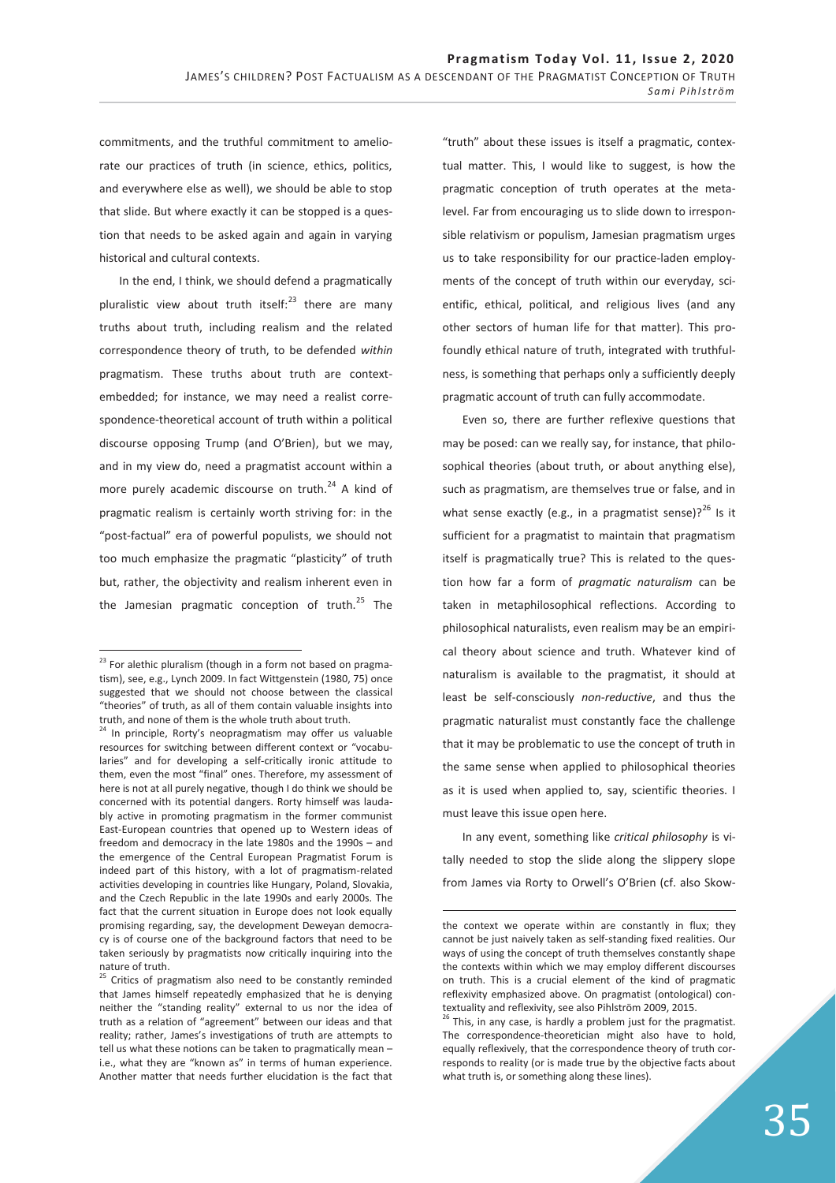commitments, and the truthful commitment to ameliorate our practices of truth (in science, ethics, politics, and everywhere else as well), we should be able to stop that slide. But where exactly it can be stopped is a question that needs to be asked again and again in varying historical and cultural contexts.

In the end, I think, we should defend a pragmatically pluralistic view about truth itself:[23] there are many truths about truth, including realism and the related correspondence theory of truth, to be defended *within* pragmatism. These truths about truth are context-embedded; for instance, we may need a realist correspondence-theoretical account of truth within a political discourse opposing Trump (and O'Brien), but we may, and in my view do, need a pragmatist account within a more purely academic discourse on truth.[24] A kind of pragmatic realism is certainly worth striving for: in the "post-factual" era of powerful populists, we should not too much emphasize the pragmatic "plasticity" of truth but, rather, the objectivity and realism inherent even in the Jamesian pragmatic conception of truth.[25] The "truth" about these issues is itself a pragmatic, contextual matter. This, I would like to suggest, is how the pragmatic conception of truth operates at the meta-level. Far from encouraging us to slide down to irresponsible relativism or populism, Jamesian pragmatism urges us to take responsibility for our practice-laden employments of the concept of truth within our everyday, scientific, ethical, political, and religious lives (and any other sectors of human life for that matter). This profoundly ethical nature of truth, integrated with truthfulness, is something that perhaps only a sufficiently deeply pragmatic account of truth can fully accommodate.

Even so, there are further reflexive questions that may be posed: can we really say, for instance, that philosophical theories (about truth, or about anything else), such as pragmatism, are themselves true or false, and in what sense exactly (e.g., in a pragmatist sense)?[26] Is it sufficient for a pragmatist to maintain that pragmatism itself is pragmatically true? This is related to the question how far a form of *pragmatic naturalism* can be taken in metaphilosophical reflections. According to philosophical naturalists, even realism may be an empirical theory about science and truth. Whatever kind of naturalism is available to the pragmatist, it should at least be self-consciously *non-reductive*, and thus the pragmatic naturalist must constantly face the challenge that it may be problematic to use the concept of truth in the same sense when applied to philosophical theories as it is used when applied to, say, scientific theories. I must leave this issue open here.

In any event, something like *critical philosophy* is vitally needed to stop the slide along the slippery slope from James via Rorty to Orwell's O'Brien (cf. also Skow-

---

[23] For alethic pluralism (though in a form not based on pragmatism), see, e.g., Lynch 2009. In fact Wittgenstein (1980, 75) once suggested that we should not choose between the classical "theories" of truth, as all of them contain valuable insights into truth, and none of them is the whole truth about truth.

[24] In principle, Rorty's neopragmatism may offer us valuable resources for switching between different context or "vocabularies" and for developing a self-critically ironic attitude to them, even the most "final" ones. Therefore, my assessment of here is not at all purely negative, though I do think we should be concerned with its potential dangers. Rorty himself was laudably active in promoting pragmatism in the former communist East-European countries that opened up to Western ideas of freedom and democracy in the late 1980s and the 1990s – and the emergence of the Central European Pragmatist Forum is indeed part of this history, with a lot of pragmatism-related activities developing in countries like Hungary, Poland, Slovakia, and the Czech Republic in the late 1990s and early 2000s. The fact that the current situation in Europe does not look equally promising regarding, say, the development Deweyan democracy is of course one of the background factors that need to be taken seriously by pragmatists now critically inquiring into the nature of truth.

[25] Critics of pragmatism also need to be constantly reminded that James himself repeatedly emphasized that he is denying neither the "standing reality" external to us nor the idea of truth as a relation of "agreement" between our ideas and that reality; rather, James's investigations of truth are attempts to tell us what these notions can be taken to pragmatically mean – i.e., what they are "known as" in terms of human experience. Another matter that needs further elucidation is the fact that the context we operate within are constantly in flux; they cannot be just naively taken as self-standing fixed realities. Our ways of using the concept of truth themselves constantly shape the contexts within which we may employ different discourses on truth. This is a crucial element of the kind of pragmatic reflexivity emphasized above. On pragmatist (ontological) contextuality and reflexivity, see also Pihlström 2009, 2015.

[26] This, in any case, is hardly a problem just for the pragmatist. The correspondence-theoretician might also have to hold, equally reflexively, that the correspondence theory of truth corresponds to reality (or is made true by the objective facts about what truth is, or something along these lines).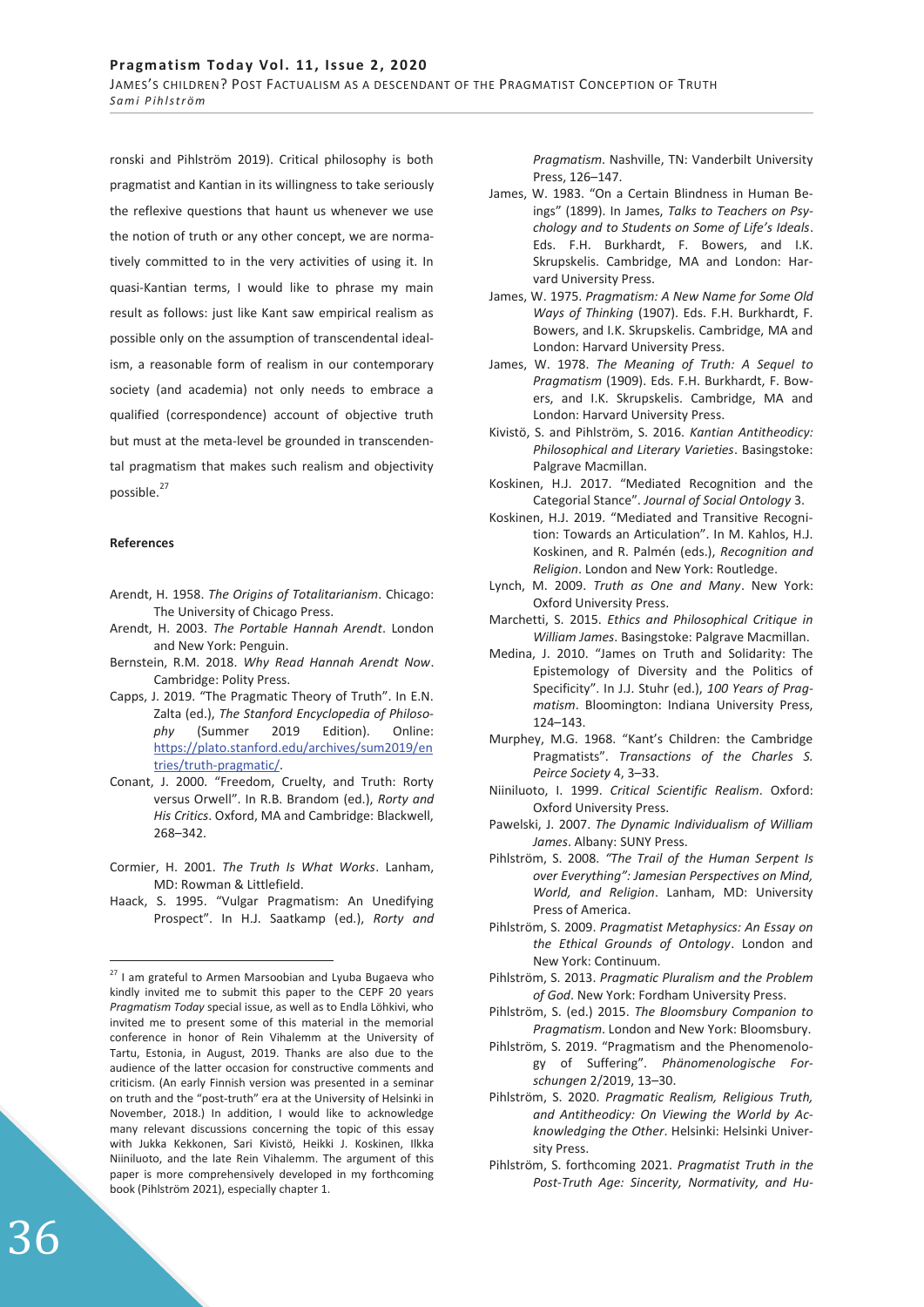ronski and Pihlström 2019). Critical philosophy is both pragmatist and Kantian in its willingness to take seriously the reflexive questions that haunt us whenever we use the notion of truth or any other concept, we are normatively committed to in the very activities of using it. In quasi-Kantian terms, I would like to phrase my main result as follows: just like Kant saw empirical realism as possible only on the assumption of transcendental idealism, a reasonable form of realism in our contemporary society (and academia) not only needs to embrace a qualified (correspondence) account of objective truth but must at the meta-level be grounded in transcendental pragmatism that makes such realism and objectivity possible.[27]

#### References

Arendt, H. 1958. *The Origins of Totalitarianism*. Chicago: The University of Chicago Press.

Arendt, H. 2003. *The Portable Hannah Arendt*. London and New York: Penguin.

Bernstein, R.M. 2018. *Why Read Hannah Arendt Now*. Cambridge: Polity Press.

Capps, J. 2019. "The Pragmatic Theory of Truth". In E.N. Zalta (ed.), *The Stanford Encyclopedia of Philosophy* (Summer 2019 Edition). Online: https://plato.stanford.edu/archives/sum2019/entries/truth-pragmatic/.

Conant, J. 2000. "Freedom, Cruelty, and Truth: Rorty versus Orwell". In R.B. Brandom (ed.), *Rorty and His Critics*. Oxford, MA and Cambridge: Blackwell, 268–342.

Cormier, H. 2001. *The Truth Is What Works*. Lanham, MD: Rowman & Littlefield.

Haack, S. 1995. "Vulgar Pragmatism: An Unedifying Prospect". In H.J. Saatkamp (ed.), *Rorty and Pragmatism*. Nashville, TN: Vanderbilt University Press, 126–147.

James, W. 1983. "On a Certain Blindness in Human Beings" (1899). In James, *Talks to Teachers on Psychology and to Students on Some of Life's Ideals*. Eds. F.H. Burkhardt, F. Bowers, and I.K. Skrupskelis. Cambridge, MA and London: Harvard University Press.

James, W. 1975. *Pragmatism: A New Name for Some Old Ways of Thinking* (1907). Eds. F.H. Burkhardt, F. Bowers, and I.K. Skrupskelis. Cambridge, MA and London: Harvard University Press.

James, W. 1978. *The Meaning of Truth: A Sequel to Pragmatism* (1909). Eds. F.H. Burkhardt, F. Bowers, and I.K. Skrupskelis. Cambridge, MA and London: Harvard University Press.

Kivistö, S. and Pihlström, S. 2016. *Kantian Antitheodicy: Philosophical and Literary Varieties*. Basingstoke: Palgrave Macmillan.

Koskinen, H.J. 2017. "Mediated Recognition and the Categorial Stance". *Journal of Social Ontology* 3.

Koskinen, H.J. 2019. "Mediated and Transitive Recognition: Towards an Articulation". In M. Kahlos, H.J. Koskinen, and R. Palmén (eds.), *Recognition and Religion*. London and New York: Routledge.

Lynch, M. 2009. *Truth as One and Many*. New York: Oxford University Press.

Marchetti, S. 2015. *Ethics and Philosophical Critique in William James*. Basingstoke: Palgrave Macmillan.

Medina, J. 2010. "James on Truth and Solidarity: The Epistemology of Diversity and the Politics of Specificity". In J.J. Stuhr (ed.), *100 Years of Pragmatism*. Bloomington: Indiana University Press, 124–143.

Murphey, M.G. 1968. "Kant's Children: the Cambridge Pragmatists". *Transactions of the Charles S. Peirce Society* 4, 3–33.

Niiniluoto, I. 1999. *Critical Scientific Realism*. Oxford: Oxford University Press.

Pawelski, J. 2007. *The Dynamic Individualism of William James*. Albany: SUNY Press.

Pihlström, S. 2008. *"The Trail of the Human Serpent Is over Everything": Jamesian Perspectives on Mind, World, and Religion*. Lanham, MD: University Press of America.

Pihlström, S. 2009. *Pragmatist Metaphysics: An Essay on the Ethical Grounds of Ontology*. London and New York: Continuum.

Pihlström, S. 2013. *Pragmatic Pluralism and the Problem of God*. New York: Fordham University Press.

Pihlström, S. (ed.) 2015. *The Bloomsbury Companion to Pragmatism*. London and New York: Bloomsbury.

Pihlström, S. 2019. "Pragmatism and the Phenomenology of Suffering". *Phänomenologische Forschungen* 2/2019, 13–30.

Pihlström, S. 2020. *Pragmatic Realism, Religious Truth, and Antitheodicy: On Viewing the World by Acknowledging the Other*. Helsinki: Helsinki University Press.

Pihlström, S. forthcoming 2021. *Pragmatist Truth in the Post-Truth Age: Sincerity, Normativity, and Hu-*

---

[27] I am grateful to Armen Marsoobian and Lyuba Bugaeva who kindly invited me to submit this paper to the CEPF 20 years *Pragmatism Today* special issue, as well as to Endla Lõhkivi, who invited me to present some of this material in the memorial conference in honor of Rein Vihalemm at the University of Tartu, Estonia, in August, 2019. Thanks are also due to the audience of the latter occasion for constructive comments and criticism. (An early Finnish version was presented in a seminar on truth and the "post-truth" era at the University of Helsinki in November, 2018.) In addition, I would like to acknowledge many relevant discussions concerning the topic of this essay with Jukka Kekkonen, Sari Kivistö, Heikki J. Koskinen, Ilkka Niiniluoto, and the late Rein Vihalemm. The argument of this paper is more comprehensively developed in my forthcoming book (Pihlström 2021), especially chapter 1.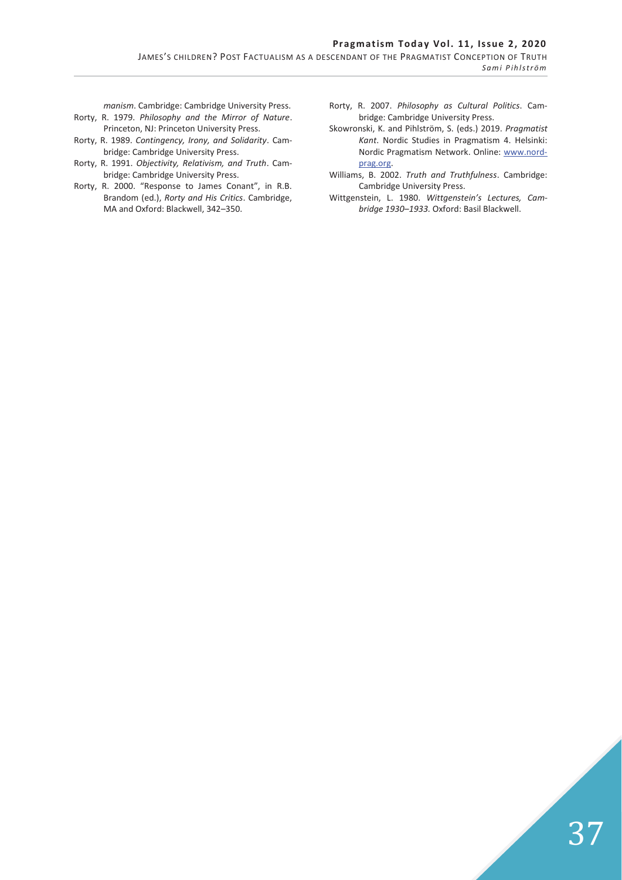*manism*. Cambridge: Cambridge University Press.

Rorty, R. 1979. *Philosophy and the Mirror of Nature*. Princeton, NJ: Princeton University Press.

Rorty, R. 1989. *Contingency, Irony, and Solidarity*. Cambridge: Cambridge University Press.

Rorty, R. 1991. *Objectivity, Relativism, and Truth*. Cambridge: Cambridge University Press.

Rorty, R. 2000. "Response to James Conant", in R.B. Brandom (ed.), *Rorty and His Critics*. Cambridge, MA and Oxford: Blackwell, 342–350.

Rorty, R. 2007. *Philosophy as Cultural Politics*. Cambridge: Cambridge University Press.

Skowronski, K. and Pihlström, S. (eds.) 2019. *Pragmatist Kant*. Nordic Studies in Pragmatism 4. Helsinki: Nordic Pragmatism Network. Online: www.nordprag.org.

Williams, B. 2002. *Truth and Truthfulness*. Cambridge: Cambridge University Press.

Wittgenstein, L. 1980. *Wittgenstein's Lectures, Cambridge 1930–1933*. Oxford: Basil Blackwell.